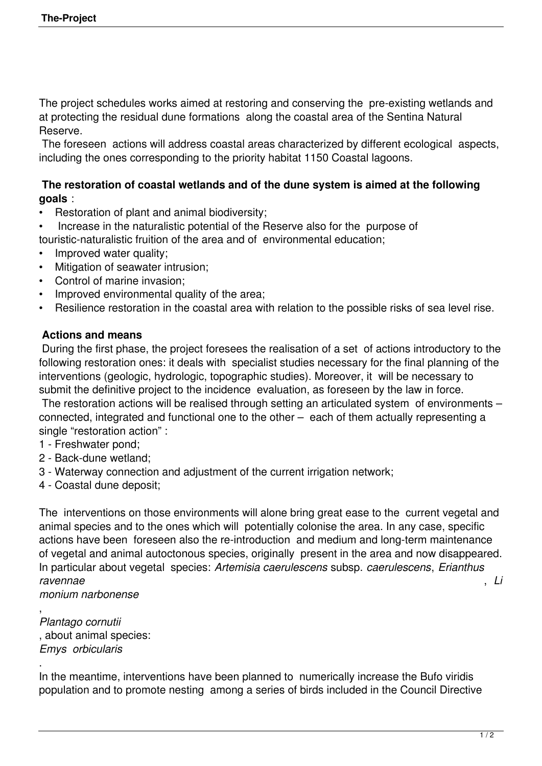The project schedules works aimed at restoring and conserving the pre-existing wetlands and at protecting the residual dune formations along the coastal area of the Sentina Natural Reserve.

The foreseen actions will address coastal areas characterized by different ecological aspects, including the ones corresponding to the priority habitat 1150 Coastal lagoons.

**The restoration of coastal wetlands and of the dune system is aimed at the following goals** :

- Restoration of plant and animal biodiversity;
- Increase in the naturalistic potential of the Reserve also for the purpose of touristic-naturalistic fruition of the area and of environmental education;
- Improved water quality;
- Mitigation of seawater intrusion;
- Control of marine invasion;
- Improved environmental quality of the area;
- Resilience restoration in the coastal area with relation to the possible risks of sea level rise.

**Actions and means**

During the first phase, the project foresees the realisation of a set of actions introductory to the following restoration ones: it deals with specialist studies necessary for the final planning of the interventions (geologic, hydrologic, topographic studies). Moreover, it will be necessary to submit the definitive project to the incidence evaluation, as foreseen by the law in force.

The restoration actions will be realised through setting an articulated system of environments – connected, integrated and functional one to the other – each of them actually representing a single "restoration action" :

1 - Freshwater pond;
2 - Back-dune wetland;
3 - Waterway connection and adjustment of the current irrigation network;
4 - Coastal dune deposit;

The interventions on those environments will alone bring great ease to the current vegetal and animal species and to the ones which will potentially colonise the area. In any case, specific actions have been foreseen also the re-introduction and medium and long-term maintenance of vegetal and animal autoctonous species, originally present in the area and now disappeared. In particular about vegetal species: *Artemisia caerulescens* subsp. *caerulescens*, *Erianthus ravennae*, *Limonium narbonense*, *Plantago cornutii*, about animal species: *Emys orbicularis*.

In the meantime, interventions have been planned to numerically increase the Bufo viridis population and to promote nesting among a series of birds included in the Council Directive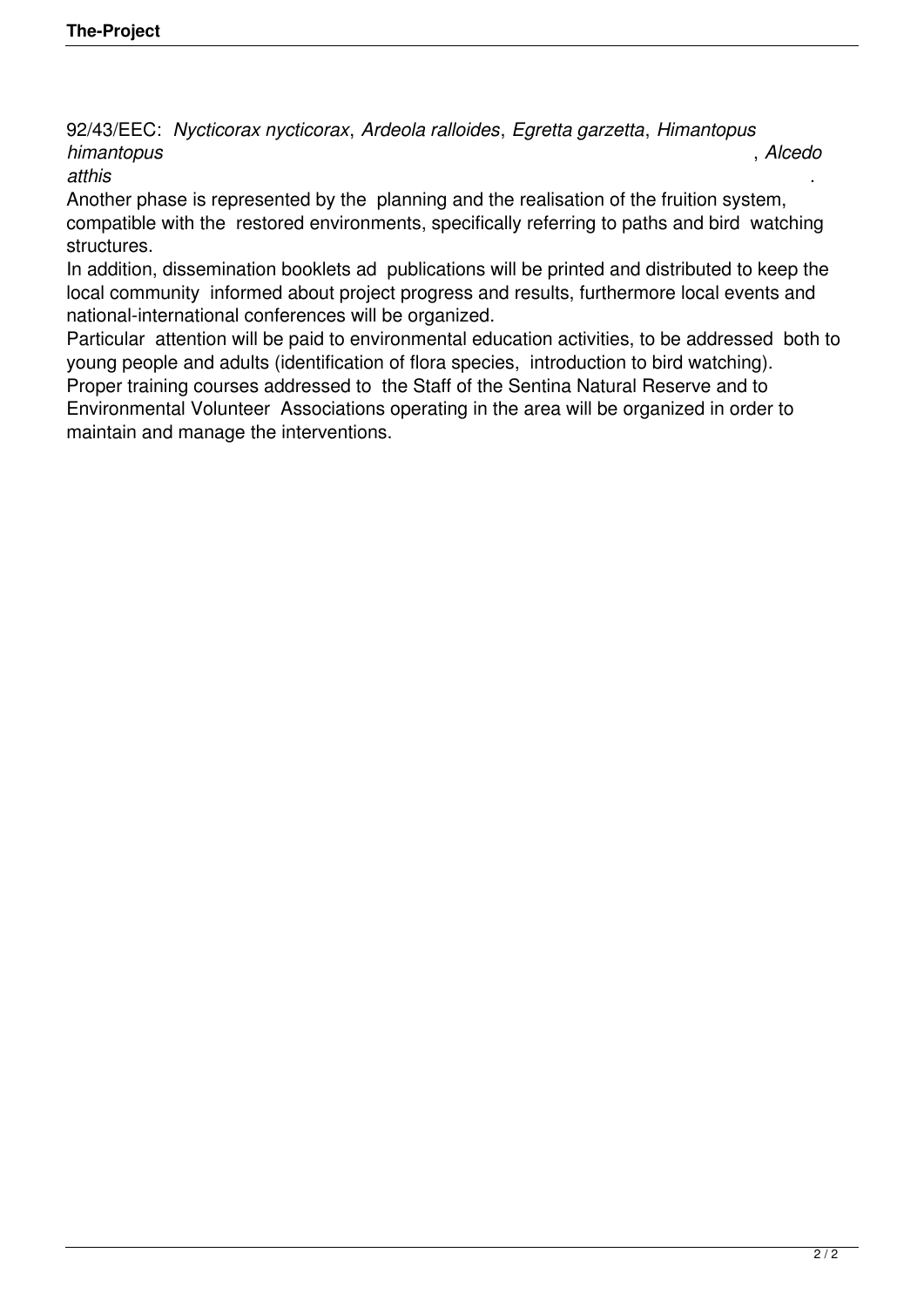92/43/EEC: *Nycticorax nycticorax*, *Ardeola ralloides*, *Egretta garzetta*, *Himantopus himantopus*, *Alcedo atthis*.

Another phase is represented by the planning and the realisation of the fruition system, compatible with the restored environments, specifically referring to paths and bird watching structures.

In addition, dissemination booklets ad publications will be printed and distributed to keep the local community informed about project progress and results, furthermore local events and national-international conferences will be organized.

Particular attention will be paid to environmental education activities, to be addressed both to young people and adults (identification of flora species, introduction to bird watching).

Proper training courses addressed to the Staff of the Sentina Natural Reserve and to Environmental Volunteer Associations operating in the area will be organized in order to maintain and manage the interventions.